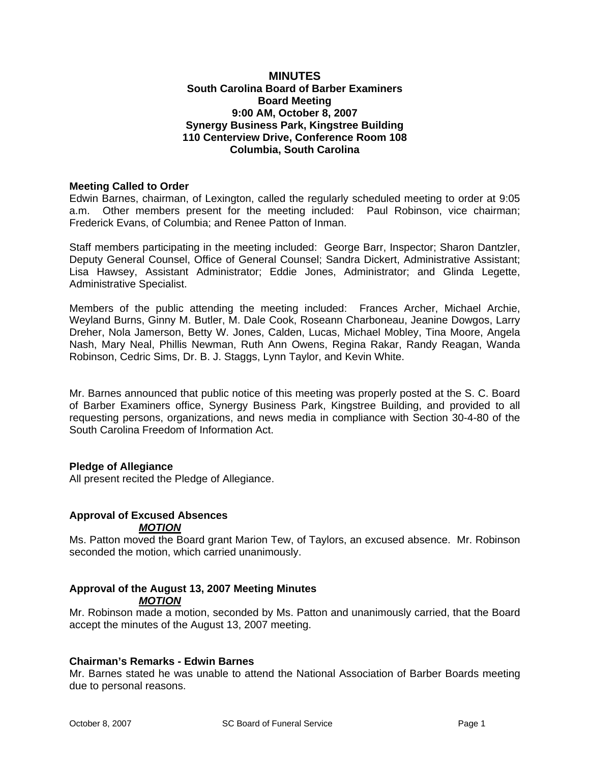# MINUTES

**South Carolina Board of Barber Examiners**
**Board Meeting**
**9:00 AM, October 8, 2007**
**Synergy Business Park, Kingstree Building**
**110 Centerview Drive, Conference Room 108**
**Columbia, South Carolina**

**Meeting Called to Order**

Edwin Barnes, chairman, of Lexington, called the regularly scheduled meeting to order at 9:05 a.m. Other members present for the meeting included: Paul Robinson, vice chairman; Frederick Evans, of Columbia; and Renee Patton of Inman.

Staff members participating in the meeting included: George Barr, Inspector; Sharon Dantzler, Deputy General Counsel, Office of General Counsel; Sandra Dickert, Administrative Assistant; Lisa Hawsey, Assistant Administrator; Eddie Jones, Administrator; and Glinda Legette, Administrative Specialist.

Members of the public attending the meeting included: Frances Archer, Michael Archie, Weyland Burns, Ginny M. Butler, M. Dale Cook, Roseann Charboneau, Jeanine Dowgos, Larry Dreher, Nola Jamerson, Betty W. Jones, Calden, Lucas, Michael Mobley, Tina Moore, Angela Nash, Mary Neal, Phillis Newman, Ruth Ann Owens, Regina Rakar, Randy Reagan, Wanda Robinson, Cedric Sims, Dr. B. J. Staggs, Lynn Taylor, and Kevin White.

Mr. Barnes announced that public notice of this meeting was properly posted at the S. C. Board of Barber Examiners office, Synergy Business Park, Kingstree Building, and provided to all requesting persons, organizations, and news media in compliance with Section 30-4-80 of the South Carolina Freedom of Information Act.

**Pledge of Allegiance**

All present recited the Pledge of Allegiance.

**Approval of Excused Absences**

***MOTION***

Ms. Patton moved the Board grant Marion Tew, of Taylors, an excused absence. Mr. Robinson seconded the motion, which carried unanimously.

**Approval of the August 13, 2007 Meeting Minutes**

***MOTION***

Mr. Robinson made a motion, seconded by Ms. Patton and unanimously carried, that the Board accept the minutes of the August 13, 2007 meeting.

**Chairman's Remarks - Edwin Barnes**

Mr. Barnes stated he was unable to attend the National Association of Barber Boards meeting due to personal reasons.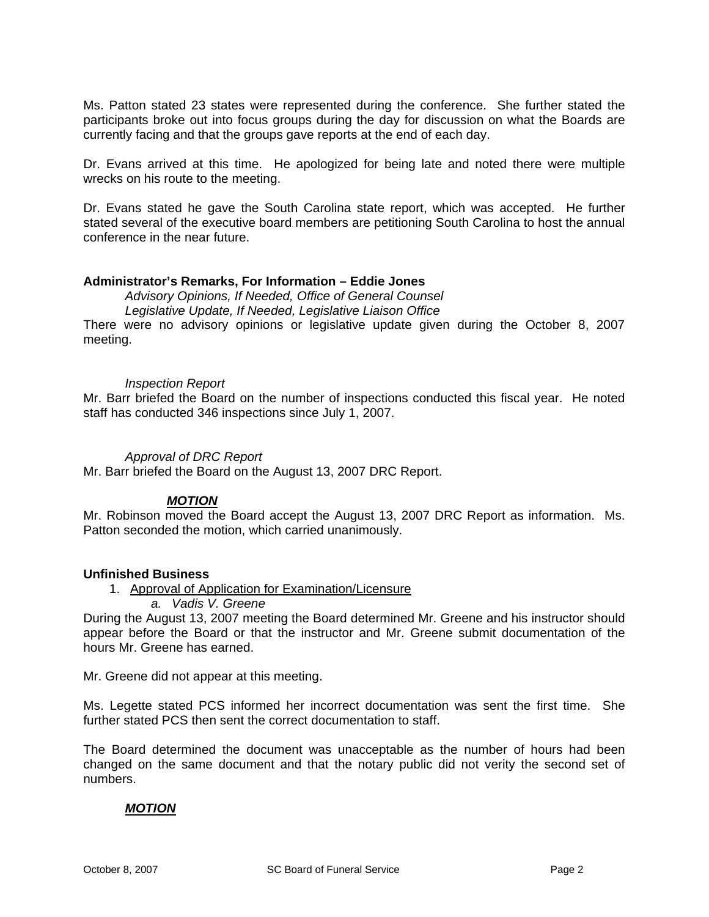Ms. Patton stated 23 states were represented during the conference. She further stated the participants broke out into focus groups during the day for discussion on what the Boards are currently facing and that the groups gave reports at the end of each day.

Dr. Evans arrived at this time. He apologized for being late and noted there were multiple wrecks on his route to the meeting.

Dr. Evans stated he gave the South Carolina state report, which was accepted. He further stated several of the executive board members are petitioning South Carolina to host the annual conference in the near future.

**Administrator's Remarks, For Information – Eddie Jones**

*Advisory Opinions, If Needed, Office of General Counsel*

*Legislative Update, If Needed, Legislative Liaison Office*

There were no advisory opinions or legislative update given during the October 8, 2007 meeting.

*Inspection Report*

Mr. Barr briefed the Board on the number of inspections conducted this fiscal year. He noted staff has conducted 346 inspections since July 1, 2007.

*Approval of DRC Report*

Mr. Barr briefed the Board on the August 13, 2007 DRC Report.

***MOTION***

Mr. Robinson moved the Board accept the August 13, 2007 DRC Report as information. Ms. Patton seconded the motion, which carried unanimously.

**Unfinished Business**

1. Approval of Application for Examination/Licensure
   *a. Vadis V. Greene*

During the August 13, 2007 meeting the Board determined Mr. Greene and his instructor should appear before the Board or that the instructor and Mr. Greene submit documentation of the hours Mr. Greene has earned.

Mr. Greene did not appear at this meeting.

Ms. Legette stated PCS informed her incorrect documentation was sent the first time. She further stated PCS then sent the correct documentation to staff.

The Board determined the document was unacceptable as the number of hours had been changed on the same document and that the notary public did not verity the second set of numbers.

***MOTION***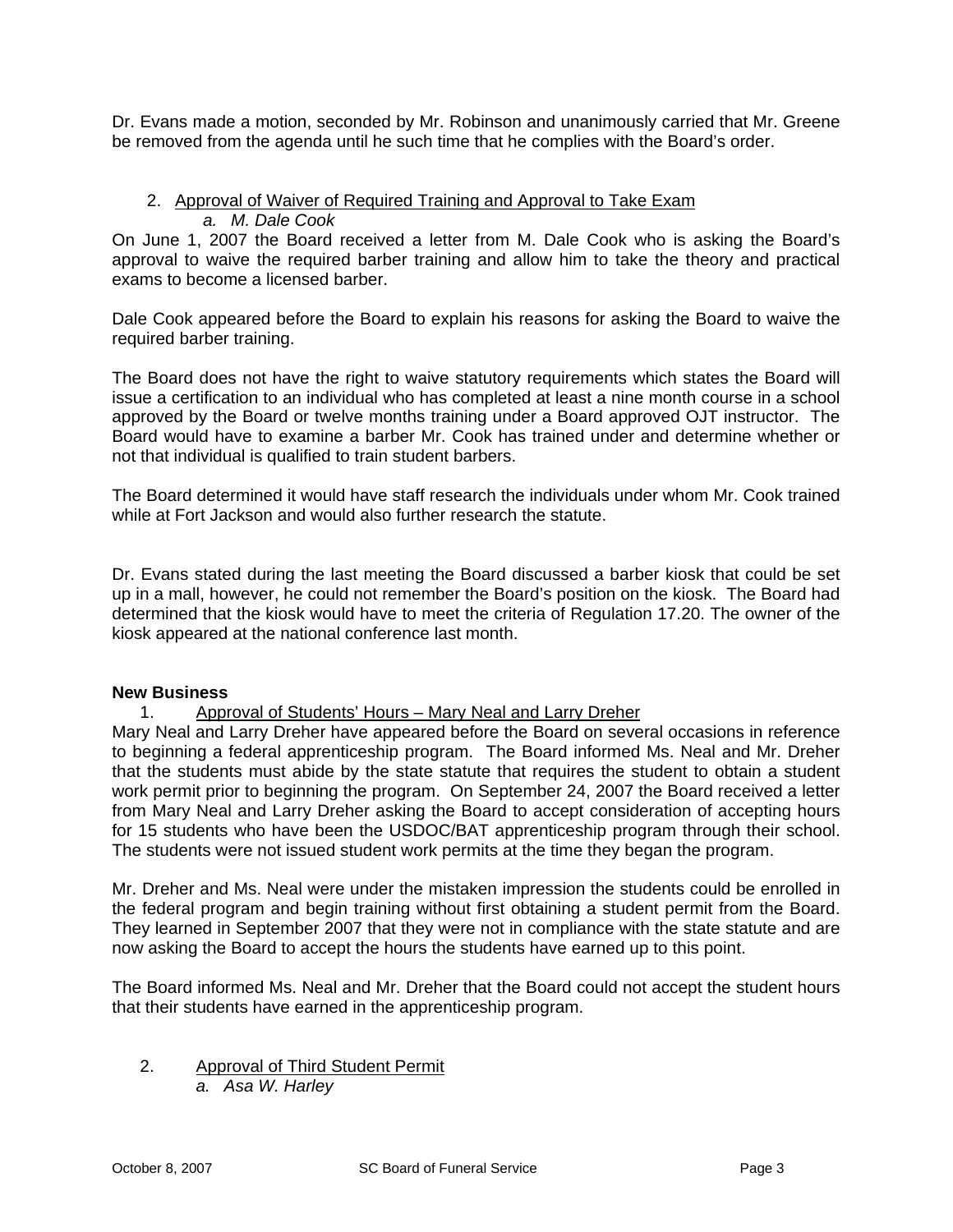Dr. Evans made a motion, seconded by Mr. Robinson and unanimously carried that Mr. Greene be removed from the agenda until he such time that he complies with the Board's order.

2. Approval of Waiver of Required Training and Approval to Take Exam

   *a. M. Dale Cook*

On June 1, 2007 the Board received a letter from M. Dale Cook who is asking the Board's approval to waive the required barber training and allow him to take the theory and practical exams to become a licensed barber.

Dale Cook appeared before the Board to explain his reasons for asking the Board to waive the required barber training.

The Board does not have the right to waive statutory requirements which states the Board will issue a certification to an individual who has completed at least a nine month course in a school approved by the Board or twelve months training under a Board approved OJT instructor. The Board would have to examine a barber Mr. Cook has trained under and determine whether or not that individual is qualified to train student barbers.

The Board determined it would have staff research the individuals under whom Mr. Cook trained while at Fort Jackson and would also further research the statute.

Dr. Evans stated during the last meeting the Board discussed a barber kiosk that could be set up in a mall, however, he could not remember the Board's position on the kiosk. The Board had determined that the kiosk would have to meet the criteria of Regulation 17.20. The owner of the kiosk appeared at the national conference last month.

**New Business**

1. Approval of Students' Hours – Mary Neal and Larry Dreher

Mary Neal and Larry Dreher have appeared before the Board on several occasions in reference to beginning a federal apprenticeship program. The Board informed Ms. Neal and Mr. Dreher that the students must abide by the state statute that requires the student to obtain a student work permit prior to beginning the program. On September 24, 2007 the Board received a letter from Mary Neal and Larry Dreher asking the Board to accept consideration of accepting hours for 15 students who have been the USDOC/BAT apprenticeship program through their school. The students were not issued student work permits at the time they began the program.

Mr. Dreher and Ms. Neal were under the mistaken impression the students could be enrolled in the federal program and begin training without first obtaining a student permit from the Board. They learned in September 2007 that they were not in compliance with the state statute and are now asking the Board to accept the hours the students have earned up to this point.

The Board informed Ms. Neal and Mr. Dreher that the Board could not accept the student hours that their students have earned in the apprenticeship program.

2. Approval of Third Student Permit

   *a. Asa W. Harley*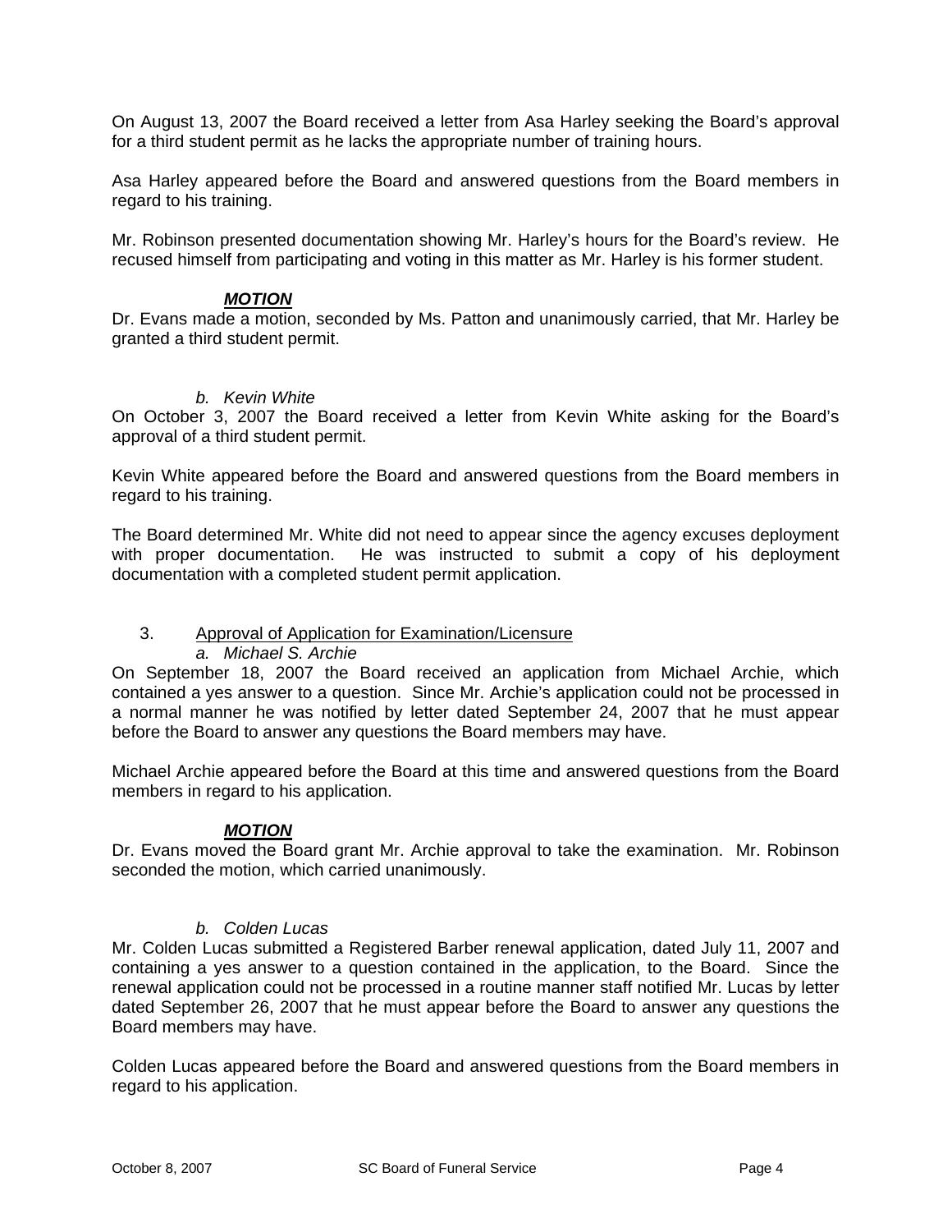On August 13, 2007 the Board received a letter from Asa Harley seeking the Board's approval for a third student permit as he lacks the appropriate number of training hours.

Asa Harley appeared before the Board and answered questions from the Board members in regard to his training.

Mr. Robinson presented documentation showing Mr. Harley's hours for the Board's review. He recused himself from participating and voting in this matter as Mr. Harley is his former student.

***MOTION***

Dr. Evans made a motion, seconded by Ms. Patton and unanimously carried, that Mr. Harley be granted a third student permit.

*b. Kevin White*

On October 3, 2007 the Board received a letter from Kevin White asking for the Board's approval of a third student permit.

Kevin White appeared before the Board and answered questions from the Board members in regard to his training.

The Board determined Mr. White did not need to appear since the agency excuses deployment with proper documentation. He was instructed to submit a copy of his deployment documentation with a completed student permit application.

3. Approval of Application for Examination/Licensure

*a. Michael S. Archie*

On September 18, 2007 the Board received an application from Michael Archie, which contained a yes answer to a question. Since Mr. Archie's application could not be processed in a normal manner he was notified by letter dated September 24, 2007 that he must appear before the Board to answer any questions the Board members may have.

Michael Archie appeared before the Board at this time and answered questions from the Board members in regard to his application.

***MOTION***

Dr. Evans moved the Board grant Mr. Archie approval to take the examination. Mr. Robinson seconded the motion, which carried unanimously.

*b. Colden Lucas*

Mr. Colden Lucas submitted a Registered Barber renewal application, dated July 11, 2007 and containing a yes answer to a question contained in the application, to the Board. Since the renewal application could not be processed in a routine manner staff notified Mr. Lucas by letter dated September 26, 2007 that he must appear before the Board to answer any questions the Board members may have.

Colden Lucas appeared before the Board and answered questions from the Board members in regard to his application.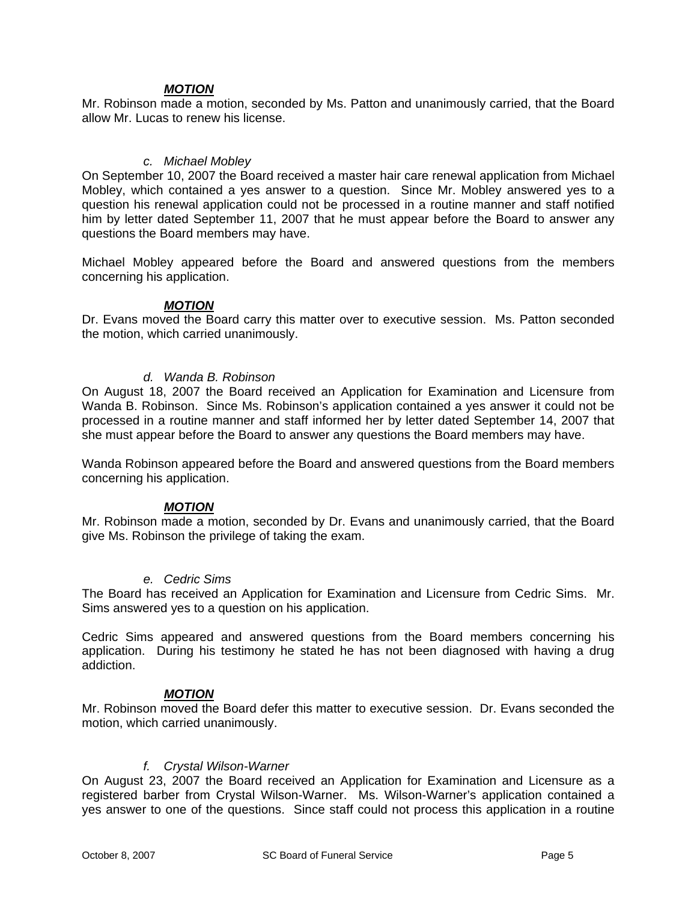***MOTION***

Mr. Robinson made a motion, seconded by Ms. Patton and unanimously carried, that the Board allow Mr. Lucas to renew his license.

*c. Michael Mobley*

On September 10, 2007 the Board received a master hair care renewal application from Michael Mobley, which contained a yes answer to a question. Since Mr. Mobley answered yes to a question his renewal application could not be processed in a routine manner and staff notified him by letter dated September 11, 2007 that he must appear before the Board to answer any questions the Board members may have.

Michael Mobley appeared before the Board and answered questions from the members concerning his application.

***MOTION***

Dr. Evans moved the Board carry this matter over to executive session. Ms. Patton seconded the motion, which carried unanimously.

*d. Wanda B. Robinson*

On August 18, 2007 the Board received an Application for Examination and Licensure from Wanda B. Robinson. Since Ms. Robinson's application contained a yes answer it could not be processed in a routine manner and staff informed her by letter dated September 14, 2007 that she must appear before the Board to answer any questions the Board members may have.

Wanda Robinson appeared before the Board and answered questions from the Board members concerning his application.

***MOTION***

Mr. Robinson made a motion, seconded by Dr. Evans and unanimously carried, that the Board give Ms. Robinson the privilege of taking the exam.

*e. Cedric Sims*

The Board has received an Application for Examination and Licensure from Cedric Sims. Mr. Sims answered yes to a question on his application.

Cedric Sims appeared and answered questions from the Board members concerning his application. During his testimony he stated he has not been diagnosed with having a drug addiction.

***MOTION***

Mr. Robinson moved the Board defer this matter to executive session. Dr. Evans seconded the motion, which carried unanimously.

*f. Crystal Wilson-Warner*

On August 23, 2007 the Board received an Application for Examination and Licensure as a registered barber from Crystal Wilson-Warner. Ms. Wilson-Warner's application contained a yes answer to one of the questions. Since staff could not process this application in a routine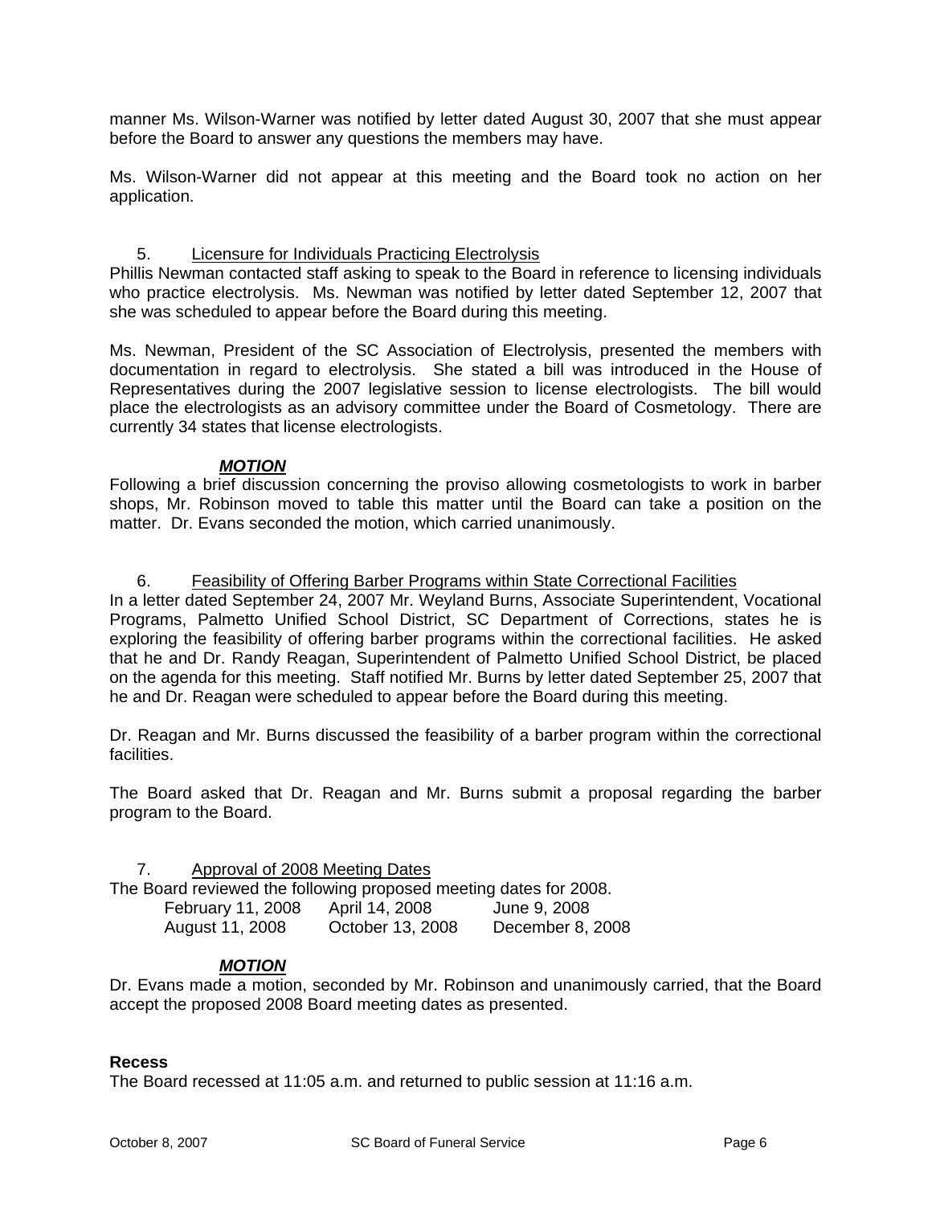manner Ms. Wilson-Warner was notified by letter dated August 30, 2007 that she must appear before the Board to answer any questions the members may have.

Ms. Wilson-Warner did not appear at this meeting and the Board took no action on her application.

5. <u>Licensure for Individuals Practicing Electrolysis</u>

Phillis Newman contacted staff asking to speak to the Board in reference to licensing individuals who practice electrolysis. Ms. Newman was notified by letter dated September 12, 2007 that she was scheduled to appear before the Board during this meeting.

Ms. Newman, President of the SC Association of Electrolysis, presented the members with documentation in regard to electrolysis. She stated a bill was introduced in the House of Representatives during the 2007 legislative session to license electrologists. The bill would place the electrologists as an advisory committee under the Board of Cosmetology. There are currently 34 states that license electrologists.

***MOTION***

Following a brief discussion concerning the proviso allowing cosmetologists to work in barber shops, Mr. Robinson moved to table this matter until the Board can take a position on the matter. Dr. Evans seconded the motion, which carried unanimously.

6. <u>Feasibility of Offering Barber Programs within State Correctional Facilities</u>

In a letter dated September 24, 2007 Mr. Weyland Burns, Associate Superintendent, Vocational Programs, Palmetto Unified School District, SC Department of Corrections, states he is exploring the feasibility of offering barber programs within the correctional facilities. He asked that he and Dr. Randy Reagan, Superintendent of Palmetto Unified School District, be placed on the agenda for this meeting. Staff notified Mr. Burns by letter dated September 25, 2007 that he and Dr. Reagan were scheduled to appear before the Board during this meeting.

Dr. Reagan and Mr. Burns discussed the feasibility of a barber program within the correctional facilities.

The Board asked that Dr. Reagan and Mr. Burns submit a proposal regarding the barber program to the Board.

7. <u>Approval of 2008 Meeting Dates</u>

The Board reviewed the following proposed meeting dates for 2008.

| | | |
|---|---|---|
| February 11, 2008 | April 14, 2008 | June 9, 2008 |
| August 11, 2008 | October 13, 2008 | December 8, 2008 |

***MOTION***

Dr. Evans made a motion, seconded by Mr. Robinson and unanimously carried, that the Board accept the proposed 2008 Board meeting dates as presented.

**Recess**

The Board recessed at 11:05 a.m. and returned to public session at 11:16 a.m.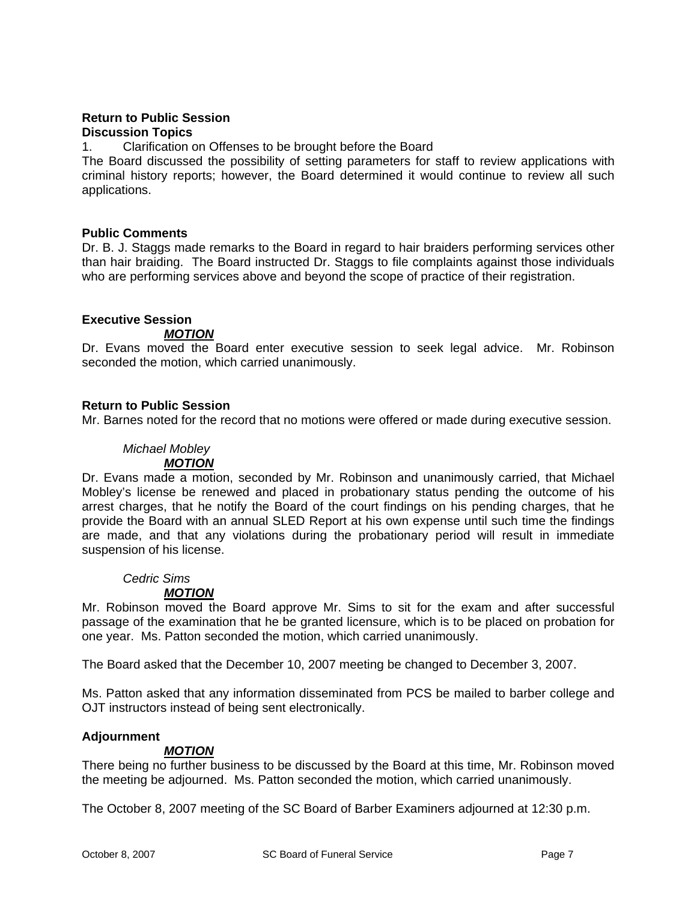**Return to Public Session**

**Discussion Topics**

1. Clarification on Offenses to be brought before the Board

The Board discussed the possibility of setting parameters for staff to review applications with criminal history reports; however, the Board determined it would continue to review all such applications.

**Public Comments**

Dr. B. J. Staggs made remarks to the Board in regard to hair braiders performing services other than hair braiding. The Board instructed Dr. Staggs to file complaints against those individuals who are performing services above and beyond the scope of practice of their registration.

**Executive Session**

***MOTION***

Dr. Evans moved the Board enter executive session to seek legal advice. Mr. Robinson seconded the motion, which carried unanimously.

**Return to Public Session**

Mr. Barnes noted for the record that no motions were offered or made during executive session.

*Michael Mobley*

***MOTION***

Dr. Evans made a motion, seconded by Mr. Robinson and unanimously carried, that Michael Mobley's license be renewed and placed in probationary status pending the outcome of his arrest charges, that he notify the Board of the court findings on his pending charges, that he provide the Board with an annual SLED Report at his own expense until such time the findings are made, and that any violations during the probationary period will result in immediate suspension of his license.

*Cedric Sims*

***MOTION***

Mr. Robinson moved the Board approve Mr. Sims to sit for the exam and after successful passage of the examination that he be granted licensure, which is to be placed on probation for one year. Ms. Patton seconded the motion, which carried unanimously.

The Board asked that the December 10, 2007 meeting be changed to December 3, 2007.

Ms. Patton asked that any information disseminated from PCS be mailed to barber college and OJT instructors instead of being sent electronically.

**Adjournment**

***MOTION***

There being no further business to be discussed by the Board at this time, Mr. Robinson moved the meeting be adjourned. Ms. Patton seconded the motion, which carried unanimously.

The October 8, 2007 meeting of the SC Board of Barber Examiners adjourned at 12:30 p.m.